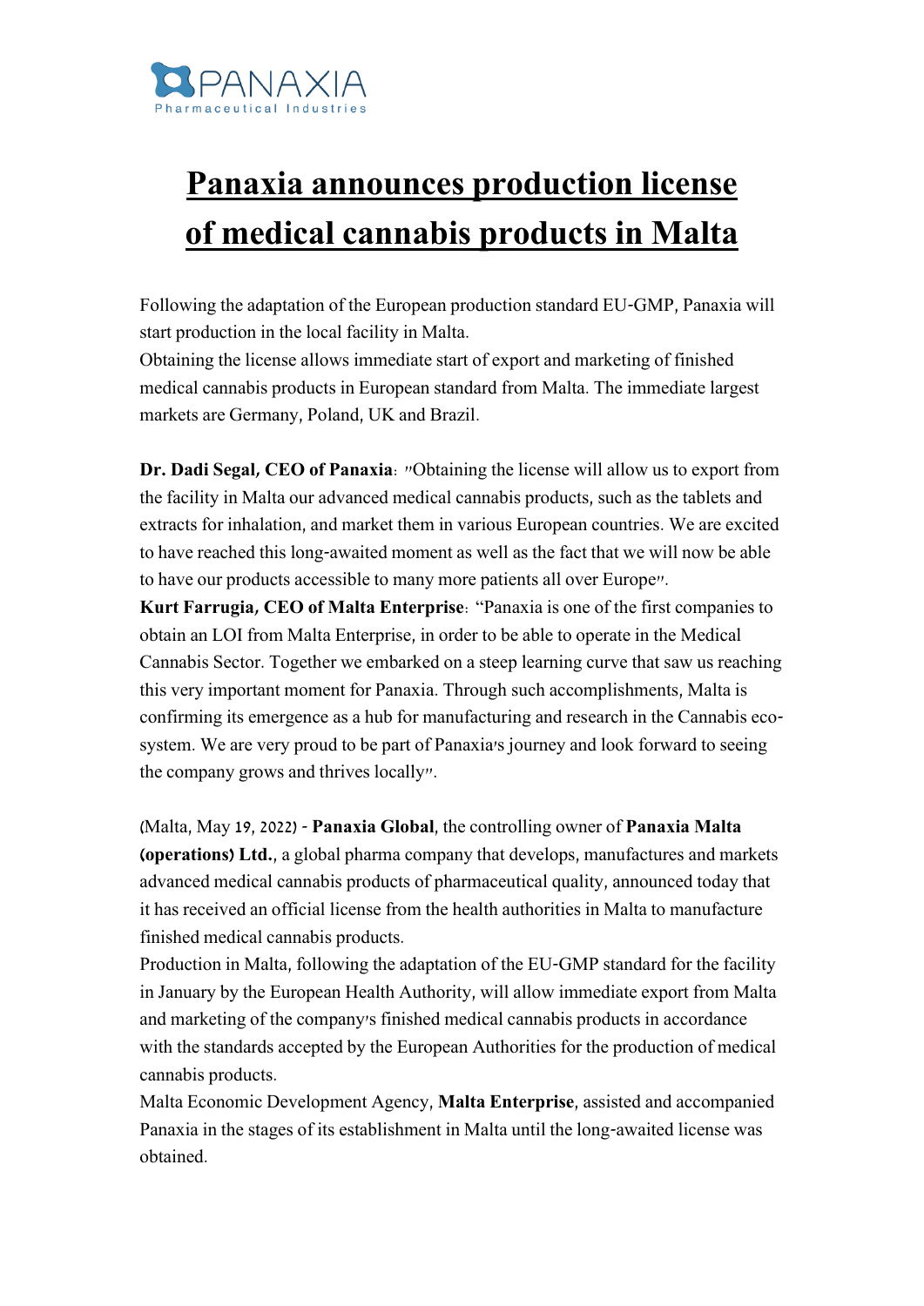# Panaxia announces production license of medical cannabis products in Malta

Following the adaptation of the European production standard EU-GMP, Panaxia will start production in the local facility in Malta.
Obtaining the license allows immediate start of export and marketing of finished medical cannabis products in European standard from Malta. The immediate largest markets are Germany, Poland, UK and Brazil.

**Dr. Dadi Segal, CEO of Panaxia**: "Obtaining the license will allow us to export from the facility in Malta our advanced medical cannabis products, such as the tablets and extracts for inhalation, and market them in various European countries. We are excited to have reached this long-awaited moment as well as the fact that we will now be able to have our products accessible to many more patients all over Europe".
**Kurt Farrugia, CEO of Malta Enterprise**: "Panaxia is one of the first companies to obtain an LOI from Malta Enterprise, in order to be able to operate in the Medical Cannabis Sector. Together we embarked on a steep learning curve that saw us reaching this very important moment for Panaxia. Through such accomplishments, Malta is confirming its emergence as a hub for manufacturing and research in the Cannabis eco-system. We are very proud to be part of Panaxia's journey and look forward to seeing the company grows and thrives locally".

(Malta, May 19, 2022) - **Panaxia Global**, the controlling owner of **Panaxia Malta (operations) Ltd.**, a global pharma company that develops, manufactures and markets advanced medical cannabis products of pharmaceutical quality, announced today that it has received an official license from the health authorities in Malta to manufacture finished medical cannabis products.
Production in Malta, following the adaptation of the EU-GMP standard for the facility in January by the European Health Authority, will allow immediate export from Malta and marketing of the company's finished medical cannabis products in accordance with the standards accepted by the European Authorities for the production of medical cannabis products.
Malta Economic Development Agency, **Malta Enterprise**, assisted and accompanied Panaxia in the stages of its establishment in Malta until the long-awaited license was obtained.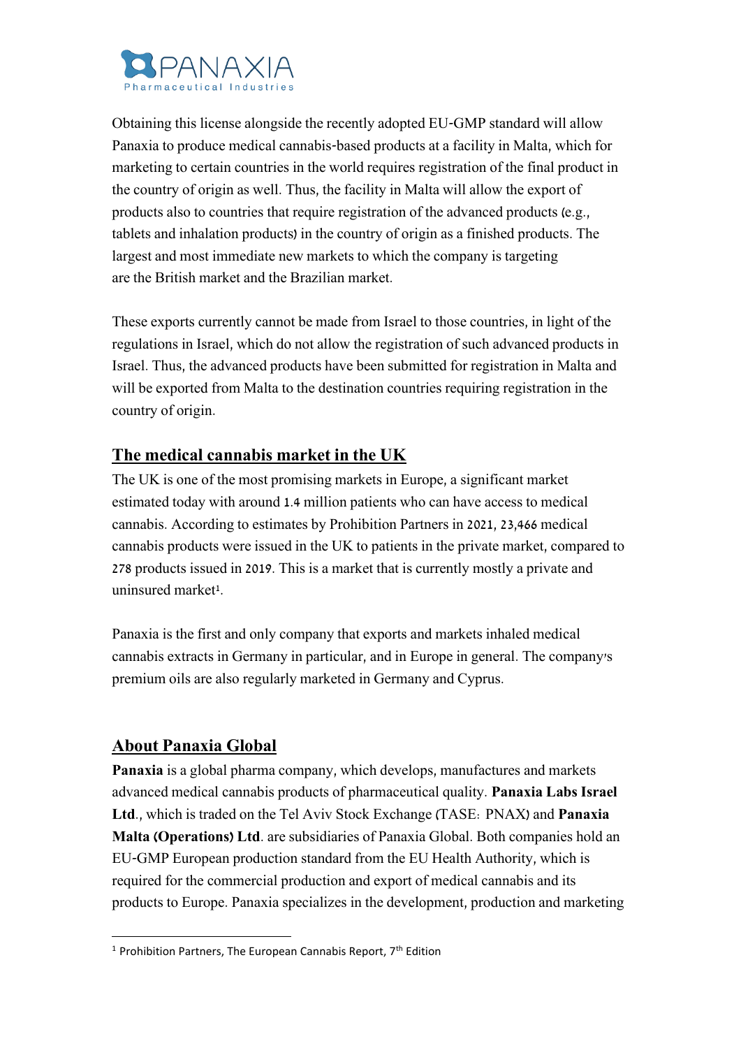Obtaining this license alongside the recently adopted EU-GMP standard will allow Panaxia to produce medical cannabis-based products at a facility in Malta, which for marketing to certain countries in the world requires registration of the final product in the country of origin as well. Thus, the facility in Malta will allow the export of products also to countries that require registration of the advanced products (e.g., tablets and inhalation products) in the country of origin as a finished products. The largest and most immediate new markets to which the company is targeting are the British market and the Brazilian market.

These exports currently cannot be made from Israel to those countries, in light of the regulations in Israel, which do not allow the registration of such advanced products in Israel. Thus, the advanced products have been submitted for registration in Malta and will be exported from Malta to the destination countries requiring registration in the country of origin.

## The medical cannabis market in the UK

The UK is one of the most promising markets in Europe, a significant market estimated today with around 1.4 million patients who can have access to medical cannabis. According to estimates by Prohibition Partners in 2021, 23,466 medical cannabis products were issued in the UK to patients in the private market, compared to 278 products issued in 2019. This is a market that is currently mostly a private and uninsured market[1].

Panaxia is the first and only company that exports and markets inhaled medical cannabis extracts in Germany in particular, and in Europe in general. The company's premium oils are also regularly marketed in Germany and Cyprus.

## About Panaxia Global

**Panaxia** is a global pharma company, which develops, manufactures and markets advanced medical cannabis products of pharmaceutical quality. **Panaxia Labs Israel Ltd**., which is traded on the Tel Aviv Stock Exchange (TASE: PNAX) and **Panaxia Malta (Operations) Ltd**. are subsidiaries of Panaxia Global. Both companies hold an EU-GMP European production standard from the EU Health Authority, which is required for the commercial production and export of medical cannabis and its products to Europe. Panaxia specializes in the development, production and marketing

[1] Prohibition Partners, The European Cannabis Report, 7th Edition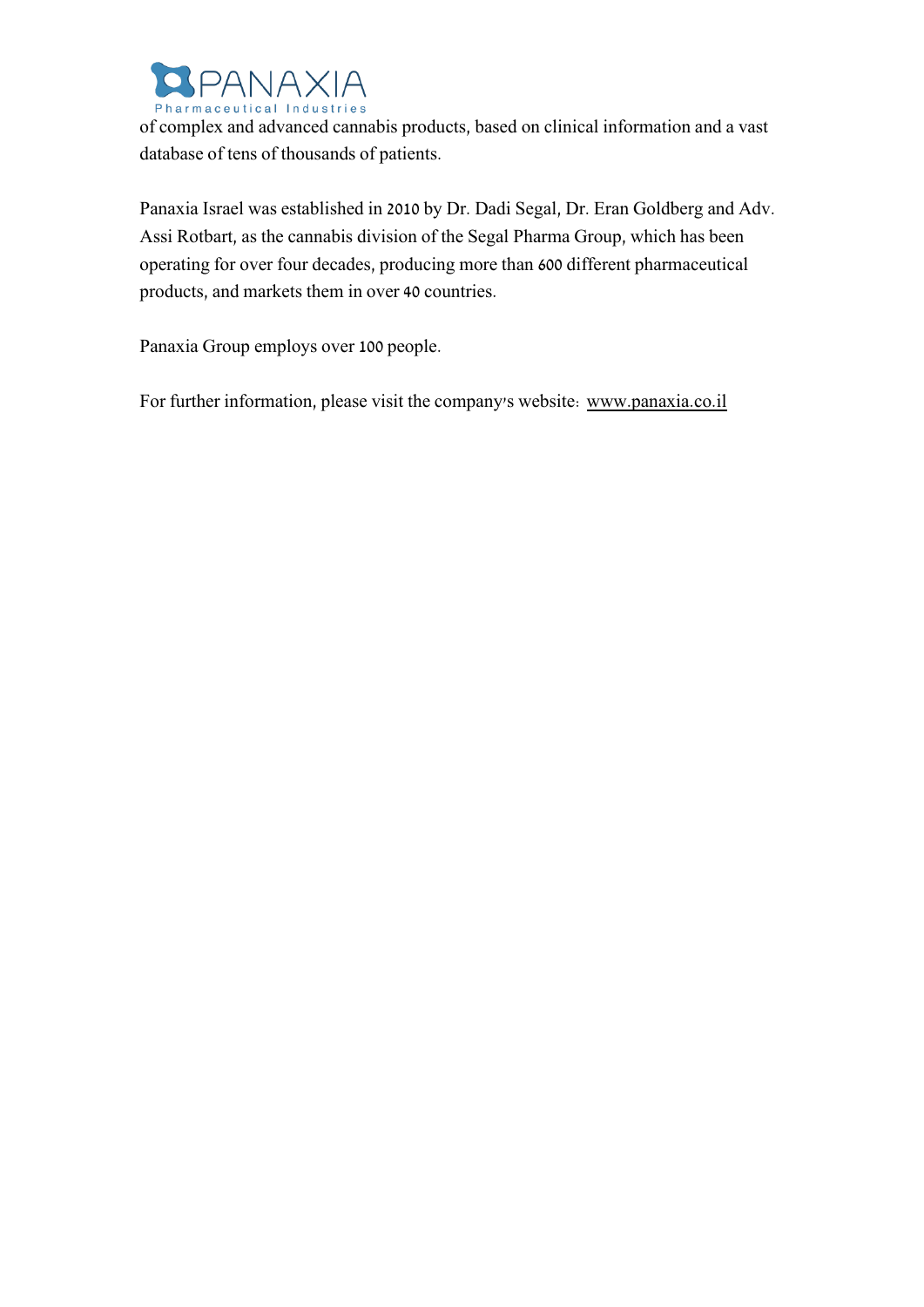of complex and advanced cannabis products, based on clinical information and a vast database of tens of thousands of patients.

Panaxia Israel was established in 2010 by Dr. Dadi Segal, Dr. Eran Goldberg and Adv. Assi Rotbart, as the cannabis division of the Segal Pharma Group, which has been operating for over four decades, producing more than 600 different pharmaceutical products, and markets them in over 40 countries.

Panaxia Group employs over 100 people.

For further information, please visit the company's website: www.panaxia.co.il